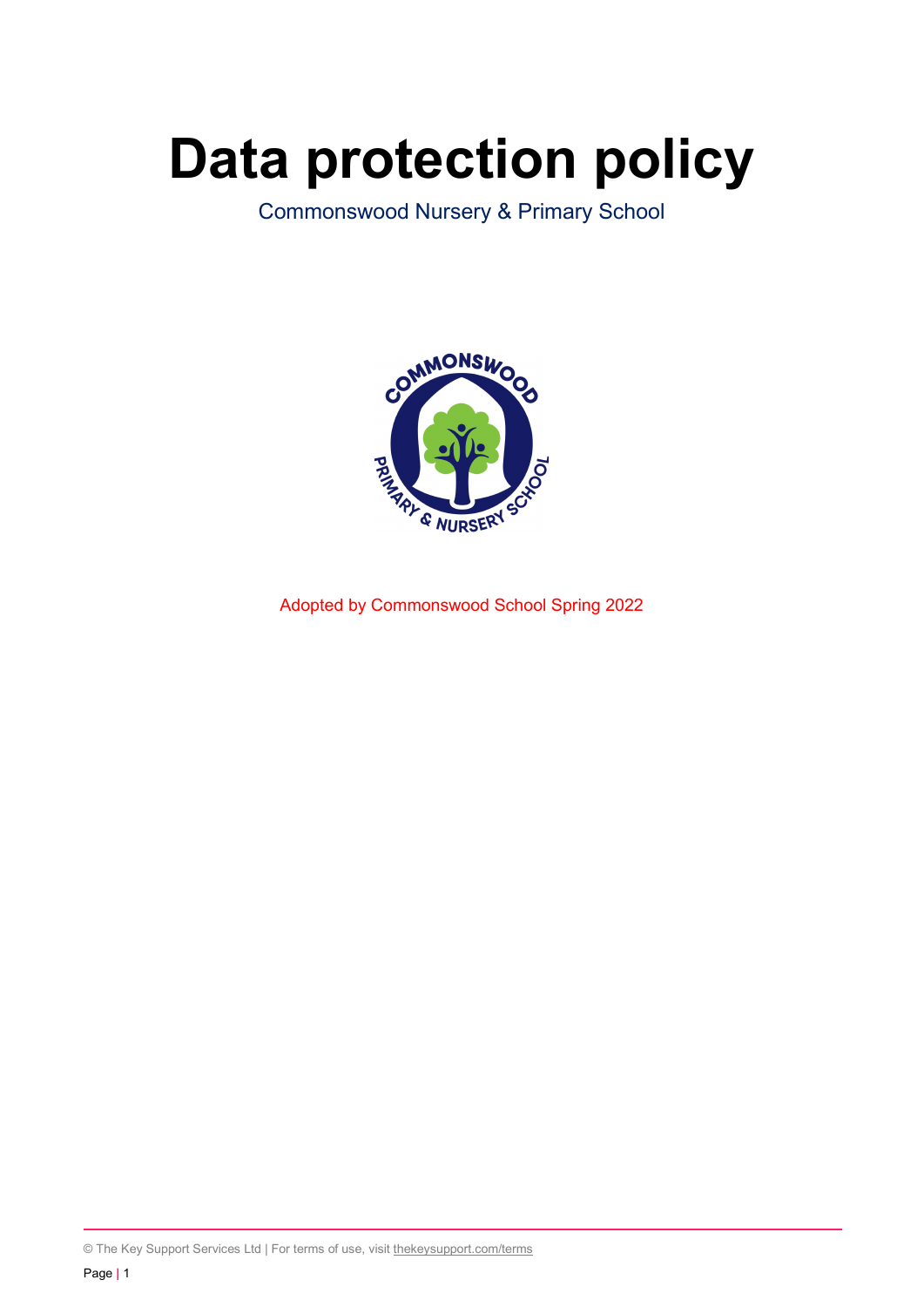# Data protection policy

Commonswood Nursery & Primary School

Adopted by Commonswood School Spring 2022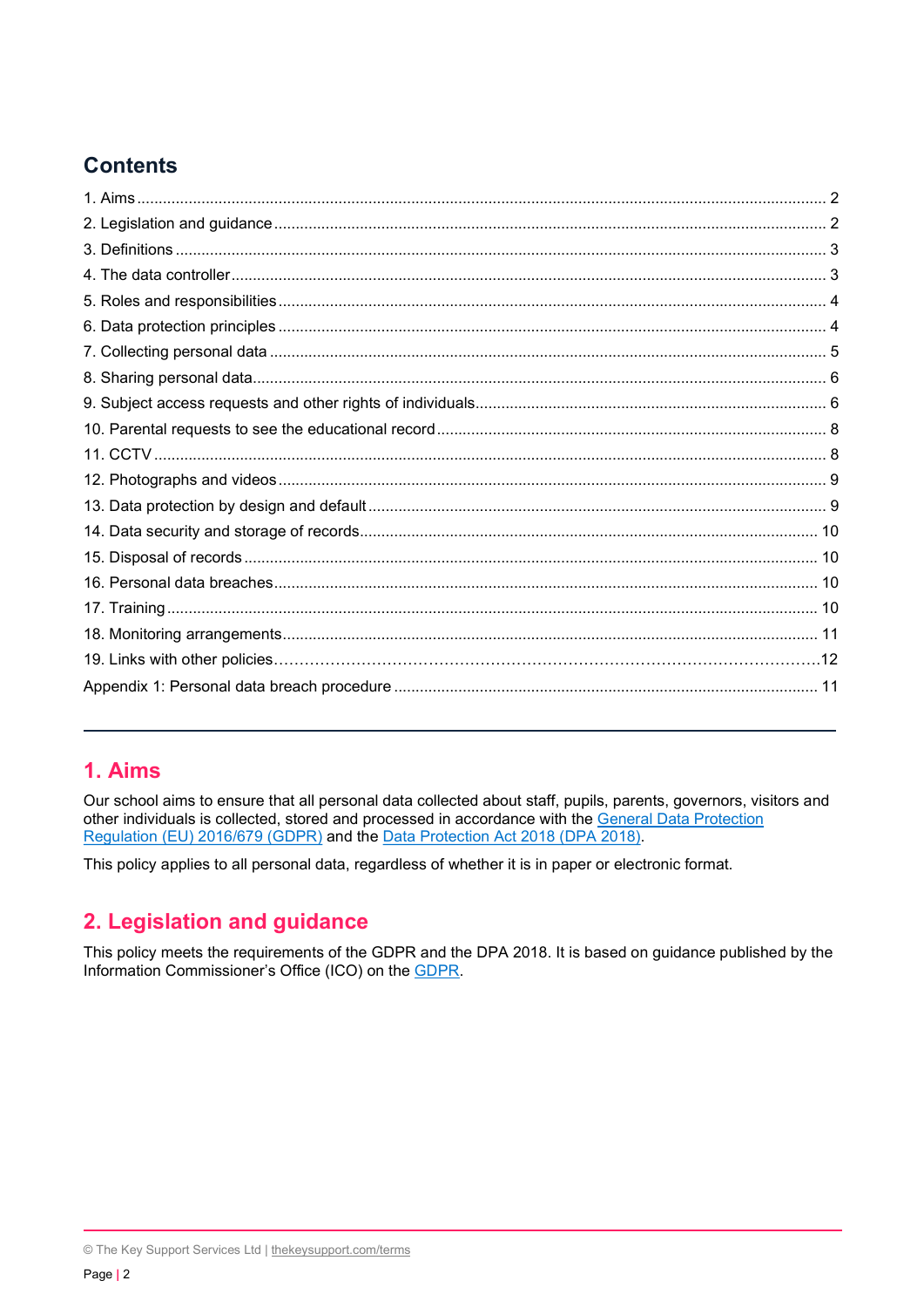## Contents

1. Aims .......... 2
2. Legislation and guidance .......... 2
3. Definitions .......... 3
4. The data controller .......... 3
5. Roles and responsibilities .......... 4
6. Data protection principles .......... 4
7. Collecting personal data .......... 5
8. Sharing personal data .......... 6
9. Subject access requests and other rights of individuals .......... 6
10. Parental requests to see the educational record .......... 8
11. CCTV .......... 8
12. Photographs and videos .......... 9
13. Data protection by design and default .......... 9
14. Data security and storage of records .......... 10
15. Disposal of records .......... 10
16. Personal data breaches .......... 10
17. Training .......... 10
18. Monitoring arrangements .......... 11
19. Links with other policies .......... 12

Appendix 1: Personal data breach procedure .......... 11

---

## 1. Aims

Our school aims to ensure that all personal data collected about staff, pupils, parents, governors, visitors and other individuals is collected, stored and processed in accordance with the General Data Protection Regulation (EU) 2016/679 (GDPR) and the Data Protection Act 2018 (DPA 2018).

This policy applies to all personal data, regardless of whether it is in paper or electronic format.

## 2. Legislation and guidance

This policy meets the requirements of the GDPR and the DPA 2018. It is based on guidance published by the Information Commissioner's Office (ICO) on the GDPR.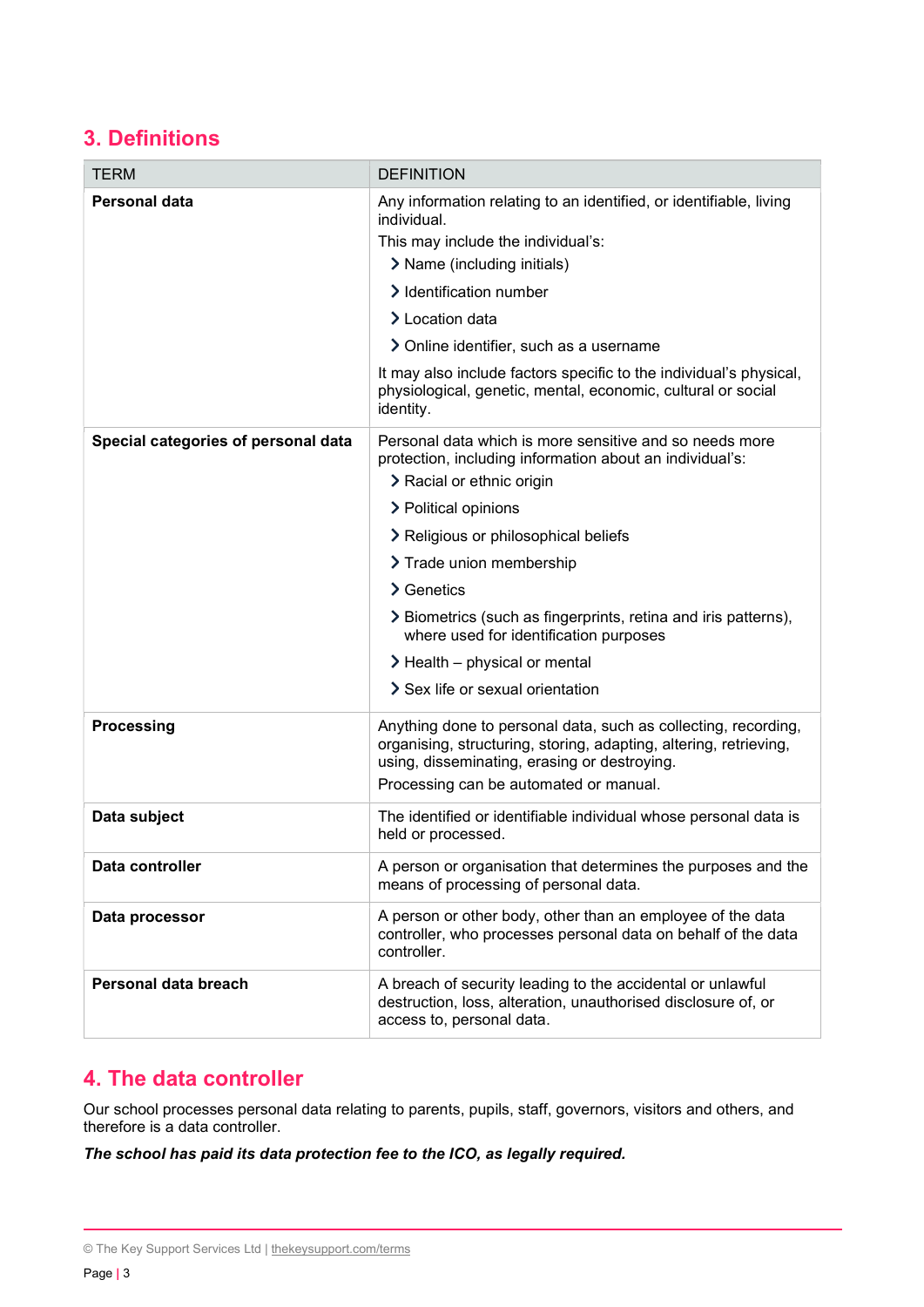## 3. Definitions

| TERM | DEFINITION |
| --- | --- |
| **Personal data** | Any information relating to an identified, or identifiable, living individual.<br>This may include the individual's:<br>› Name (including initials)<br>› Identification number<br>› Location data<br>› Online identifier, such as a username<br>It may also include factors specific to the individual's physical, physiological, genetic, mental, economic, cultural or social identity. |
| **Special categories of personal data** | Personal data which is more sensitive and so needs more protection, including information about an individual's:<br>› Racial or ethnic origin<br>› Political opinions<br>› Religious or philosophical beliefs<br>› Trade union membership<br>› Genetics<br>› Biometrics (such as fingerprints, retina and iris patterns), where used for identification purposes<br>› Health – physical or mental<br>› Sex life or sexual orientation |
| **Processing** | Anything done to personal data, such as collecting, recording, organising, structuring, storing, adapting, altering, retrieving, using, disseminating, erasing or destroying.<br>Processing can be automated or manual. |
| **Data subject** | The identified or identifiable individual whose personal data is held or processed. |
| **Data controller** | A person or organisation that determines the purposes and the means of processing of personal data. |
| **Data processor** | A person or other body, other than an employee of the data controller, who processes personal data on behalf of the data controller. |
| **Personal data breach** | A breach of security leading to the accidental or unlawful destruction, loss, alteration, unauthorised disclosure of, or access to, personal data. |

## 4. The data controller

Our school processes personal data relating to parents, pupils, staff, governors, visitors and others, and therefore is a data controller.

***The school has paid its data protection fee to the ICO, as legally required.***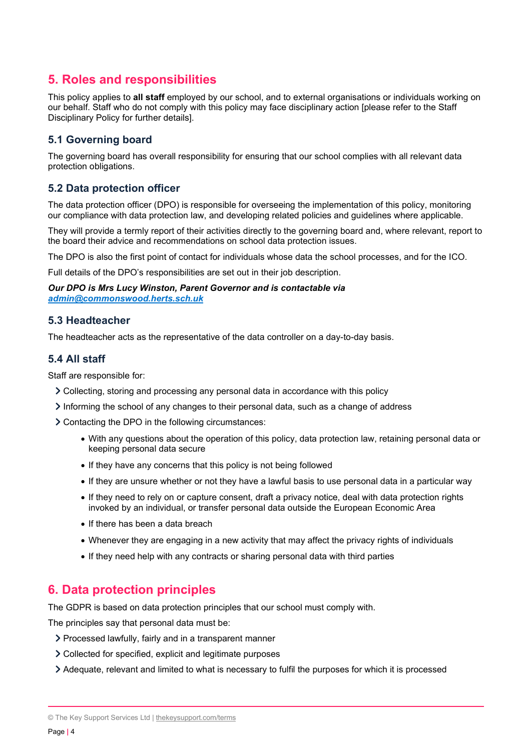## 5. Roles and responsibilities

This policy applies to **all staff** employed by our school, and to external organisations or individuals working on our behalf. Staff who do not comply with this policy may face disciplinary action [please refer to the Staff Disciplinary Policy for further details].

### 5.1 Governing board

The governing board has overall responsibility for ensuring that our school complies with all relevant data protection obligations.

### 5.2 Data protection officer

The data protection officer (DPO) is responsible for overseeing the implementation of this policy, monitoring our compliance with data protection law, and developing related policies and guidelines where applicable.

They will provide a termly report of their activities directly to the governing board and, where relevant, report to the board their advice and recommendations on school data protection issues.

The DPO is also the first point of contact for individuals whose data the school processes, and for the ICO.

Full details of the DPO's responsibilities are set out in their job description.

***Our DPO is Mrs Lucy Winston, Parent Governor and is contactable via [admin@commonswood.herts.sch.uk](mailto:admin@commonswood.herts.sch.uk)***

### 5.3 Headteacher

The headteacher acts as the representative of the data controller on a day-to-day basis.

### 5.4 All staff

Staff are responsible for:

- Collecting, storing and processing any personal data in accordance with this policy
- Informing the school of any changes to their personal data, such as a change of address
- Contacting the DPO in the following circumstances:
    - With any questions about the operation of this policy, data protection law, retaining personal data or keeping personal data secure
    - If they have any concerns that this policy is not being followed
    - If they are unsure whether or not they have a lawful basis to use personal data in a particular way
    - If they need to rely on or capture consent, draft a privacy notice, deal with data protection rights invoked by an individual, or transfer personal data outside the European Economic Area
    - If there has been a data breach
    - Whenever they are engaging in a new activity that may affect the privacy rights of individuals
    - If they need help with any contracts or sharing personal data with third parties

## 6. Data protection principles

The GDPR is based on data protection principles that our school must comply with.

The principles say that personal data must be:

- Processed lawfully, fairly and in a transparent manner
- Collected for specified, explicit and legitimate purposes
- Adequate, relevant and limited to what is necessary to fulfil the purposes for which it is processed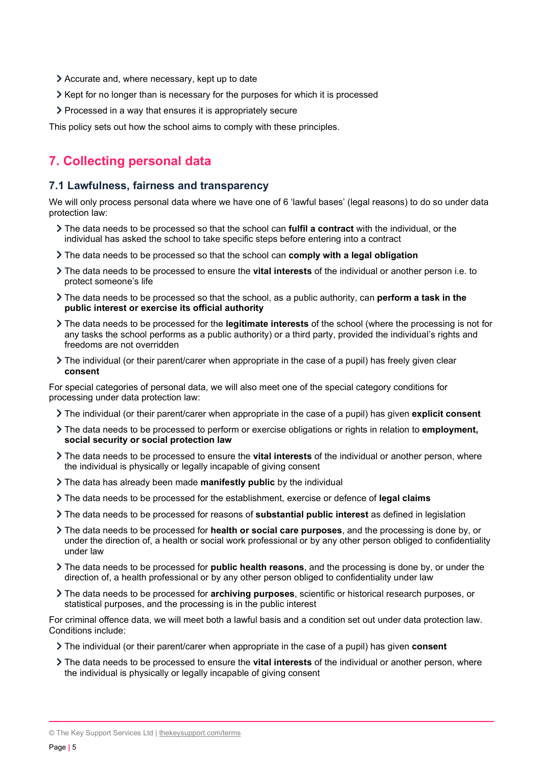- Accurate and, where necessary, kept up to date
- Kept for no longer than is necessary for the purposes for which it is processed
- Processed in a way that ensures it is appropriately secure

This policy sets out how the school aims to comply with these principles.

## 7. Collecting personal data

### 7.1 Lawfulness, fairness and transparency

We will only process personal data where we have one of 6 'lawful bases' (legal reasons) to do so under data protection law:

- The data needs to be processed so that the school can **fulfil a contract** with the individual, or the individual has asked the school to take specific steps before entering into a contract
- The data needs to be processed so that the school can **comply with a legal obligation**
- The data needs to be processed to ensure the **vital interests** of the individual or another person i.e. to protect someone's life
- The data needs to be processed so that the school, as a public authority, can **perform a task in the public interest or exercise its official authority**
- The data needs to be processed for the **legitimate interests** of the school (where the processing is not for any tasks the school performs as a public authority) or a third party, provided the individual's rights and freedoms are not overridden
- The individual (or their parent/carer when appropriate in the case of a pupil) has freely given clear **consent**

For special categories of personal data, we will also meet one of the special category conditions for processing under data protection law:

- The individual (or their parent/carer when appropriate in the case of a pupil) has given **explicit consent**
- The data needs to be processed to perform or exercise obligations or rights in relation to **employment, social security or social protection law**
- The data needs to be processed to ensure the **vital interests** of the individual or another person, where the individual is physically or legally incapable of giving consent
- The data has already been made **manifestly public** by the individual
- The data needs to be processed for the establishment, exercise or defence of **legal claims**
- The data needs to be processed for reasons of **substantial public interest** as defined in legislation
- The data needs to be processed for **health or social care purposes**, and the processing is done by, or under the direction of, a health or social work professional or by any other person obliged to confidentiality under law
- The data needs to be processed for **public health reasons**, and the processing is done by, or under the direction of, a health professional or by any other person obliged to confidentiality under law
- The data needs to be processed for **archiving purposes**, scientific or historical research purposes, or statistical purposes, and the processing is in the public interest

For criminal offence data, we will meet both a lawful basis and a condition set out under data protection law. Conditions include:

- The individual (or their parent/carer when appropriate in the case of a pupil) has given **consent**
- The data needs to be processed to ensure the **vital interests** of the individual or another person, where the individual is physically or legally incapable of giving consent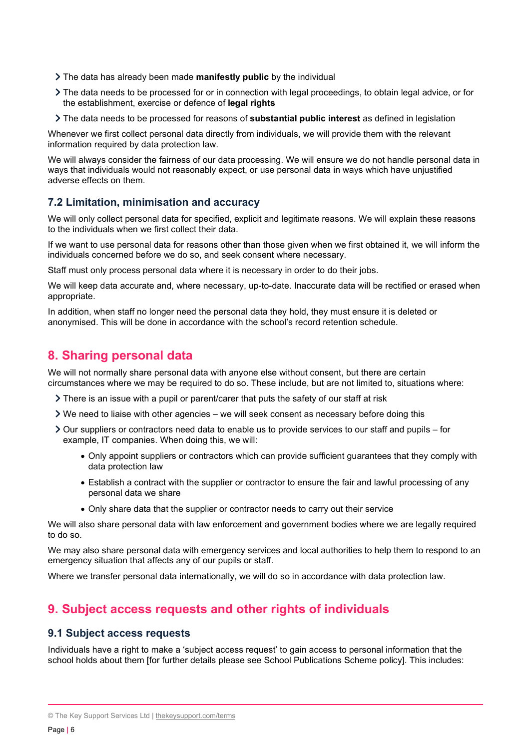- The data has already been made **manifestly public** by the individual
- The data needs to be processed for or in connection with legal proceedings, to obtain legal advice, or for the establishment, exercise or defence of **legal rights**
- The data needs to be processed for reasons of **substantial public interest** as defined in legislation

Whenever we first collect personal data directly from individuals, we will provide them with the relevant information required by data protection law.

We will always consider the fairness of our data processing. We will ensure we do not handle personal data in ways that individuals would not reasonably expect, or use personal data in ways which have unjustified adverse effects on them.

### 7.2 Limitation, minimisation and accuracy

We will only collect personal data for specified, explicit and legitimate reasons. We will explain these reasons to the individuals when we first collect their data.

If we want to use personal data for reasons other than those given when we first obtained it, we will inform the individuals concerned before we do so, and seek consent where necessary.

Staff must only process personal data where it is necessary in order to do their jobs.

We will keep data accurate and, where necessary, up-to-date. Inaccurate data will be rectified or erased when appropriate.

In addition, when staff no longer need the personal data they hold, they must ensure it is deleted or anonymised. This will be done in accordance with the school's record retention schedule.

## 8. Sharing personal data

We will not normally share personal data with anyone else without consent, but there are certain circumstances where we may be required to do so. These include, but are not limited to, situations where:

- There is an issue with a pupil or parent/carer that puts the safety of our staff at risk
- We need to liaise with other agencies – we will seek consent as necessary before doing this
- Our suppliers or contractors need data to enable us to provide services to our staff and pupils – for example, IT companies. When doing this, we will:
    - Only appoint suppliers or contractors which can provide sufficient guarantees that they comply with data protection law
    - Establish a contract with the supplier or contractor to ensure the fair and lawful processing of any personal data we share
    - Only share data that the supplier or contractor needs to carry out their service

We will also share personal data with law enforcement and government bodies where we are legally required to do so.

We may also share personal data with emergency services and local authorities to help them to respond to an emergency situation that affects any of our pupils or staff.

Where we transfer personal data internationally, we will do so in accordance with data protection law.

## 9. Subject access requests and other rights of individuals

### 9.1 Subject access requests

Individuals have a right to make a 'subject access request' to gain access to personal information that the school holds about them [for further details please see School Publications Scheme policy]. This includes: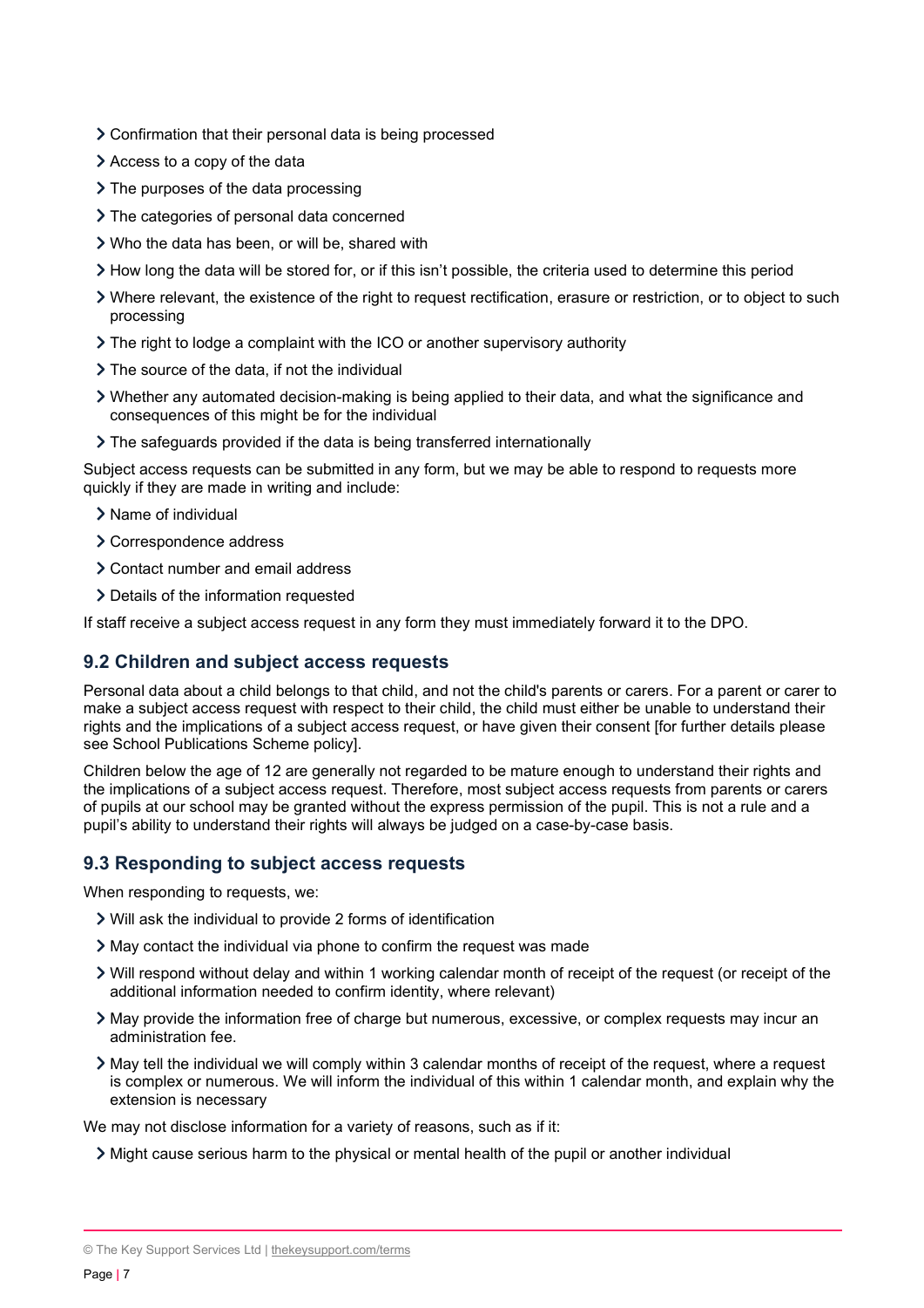- Confirmation that their personal data is being processed
- Access to a copy of the data
- The purposes of the data processing
- The categories of personal data concerned
- Who the data has been, or will be, shared with
- How long the data will be stored for, or if this isn't possible, the criteria used to determine this period
- Where relevant, the existence of the right to request rectification, erasure or restriction, or to object to such processing
- The right to lodge a complaint with the ICO or another supervisory authority
- The source of the data, if not the individual
- Whether any automated decision-making is being applied to their data, and what the significance and consequences of this might be for the individual
- The safeguards provided if the data is being transferred internationally

Subject access requests can be submitted in any form, but we may be able to respond to requests more quickly if they are made in writing and include:

- Name of individual
- Correspondence address
- Contact number and email address
- Details of the information requested

If staff receive a subject access request in any form they must immediately forward it to the DPO.

## 9.2 Children and subject access requests

Personal data about a child belongs to that child, and not the child's parents or carers. For a parent or carer to make a subject access request with respect to their child, the child must either be unable to understand their rights and the implications of a subject access request, or have given their consent [for further details please see School Publications Scheme policy].

Children below the age of 12 are generally not regarded to be mature enough to understand their rights and the implications of a subject access request. Therefore, most subject access requests from parents or carers of pupils at our school may be granted without the express permission of the pupil. This is not a rule and a pupil's ability to understand their rights will always be judged on a case-by-case basis.

## 9.3 Responding to subject access requests

When responding to requests, we:

- Will ask the individual to provide 2 forms of identification
- May contact the individual via phone to confirm the request was made
- Will respond without delay and within 1 working calendar month of receipt of the request (or receipt of the additional information needed to confirm identity, where relevant)
- May provide the information free of charge but numerous, excessive, or complex requests may incur an administration fee.
- May tell the individual we will comply within 3 calendar months of receipt of the request, where a request is complex or numerous. We will inform the individual of this within 1 calendar month, and explain why the extension is necessary

We may not disclose information for a variety of reasons, such as if it:

- Might cause serious harm to the physical or mental health of the pupil or another individual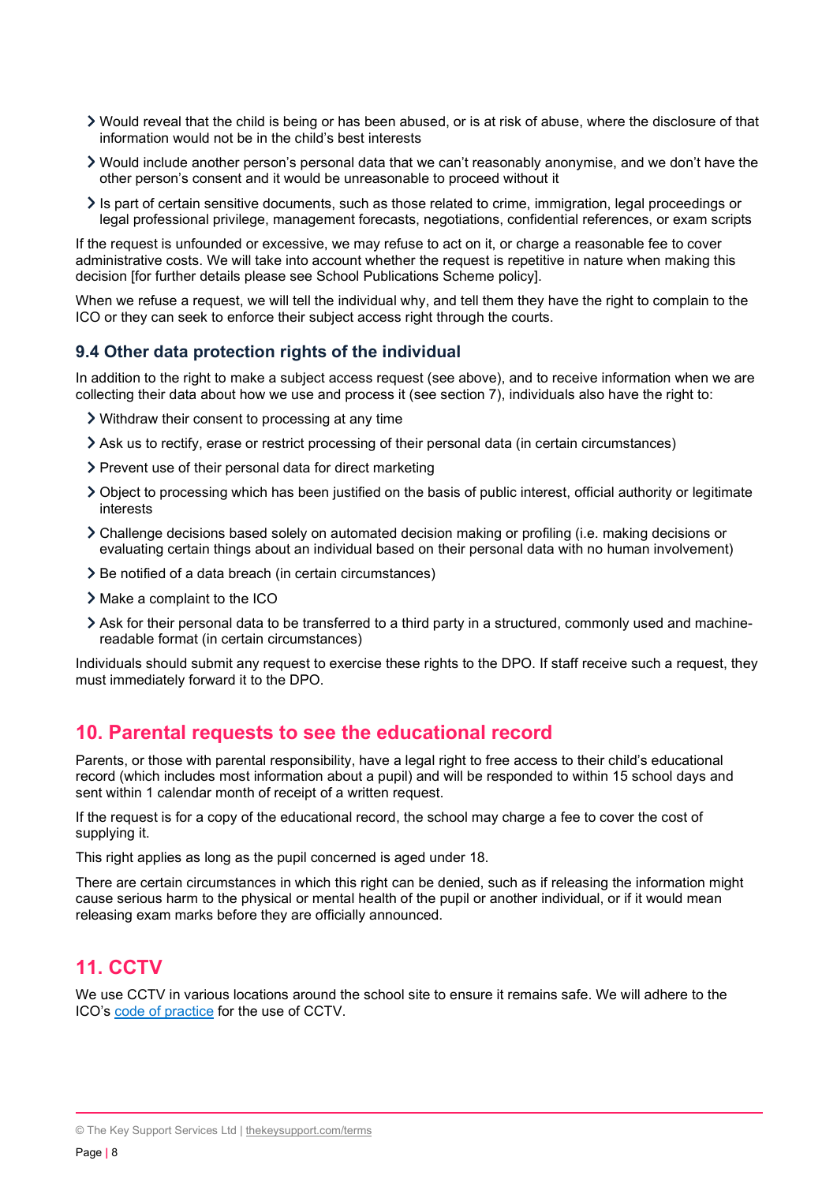- Would reveal that the child is being or has been abused, or is at risk of abuse, where the disclosure of that information would not be in the child's best interests
- Would include another person's personal data that we can't reasonably anonymise, and we don't have the other person's consent and it would be unreasonable to proceed without it
- Is part of certain sensitive documents, such as those related to crime, immigration, legal proceedings or legal professional privilege, management forecasts, negotiations, confidential references, or exam scripts

If the request is unfounded or excessive, we may refuse to act on it, or charge a reasonable fee to cover administrative costs. We will take into account whether the request is repetitive in nature when making this decision [for further details please see School Publications Scheme policy].

When we refuse a request, we will tell the individual why, and tell them they have the right to complain to the ICO or they can seek to enforce their subject access right through the courts.

### 9.4 Other data protection rights of the individual

In addition to the right to make a subject access request (see above), and to receive information when we are collecting their data about how we use and process it (see section 7), individuals also have the right to:

- Withdraw their consent to processing at any time
- Ask us to rectify, erase or restrict processing of their personal data (in certain circumstances)
- Prevent use of their personal data for direct marketing
- Object to processing which has been justified on the basis of public interest, official authority or legitimate interests
- Challenge decisions based solely on automated decision making or profiling (i.e. making decisions or evaluating certain things about an individual based on their personal data with no human involvement)
- Be notified of a data breach (in certain circumstances)
- Make a complaint to the ICO
- Ask for their personal data to be transferred to a third party in a structured, commonly used and machine-readable format (in certain circumstances)

Individuals should submit any request to exercise these rights to the DPO. If staff receive such a request, they must immediately forward it to the DPO.

## 10. Parental requests to see the educational record

Parents, or those with parental responsibility, have a legal right to free access to their child's educational record (which includes most information about a pupil) and will be responded to within 15 school days and sent within 1 calendar month of receipt of a written request.

If the request is for a copy of the educational record, the school may charge a fee to cover the cost of supplying it.

This right applies as long as the pupil concerned is aged under 18.

There are certain circumstances in which this right can be denied, such as if releasing the information might cause serious harm to the physical or mental health of the pupil or another individual, or if it would mean releasing exam marks before they are officially announced.

## 11. CCTV

We use CCTV in various locations around the school site to ensure it remains safe. We will adhere to the ICO's code of practice for the use of CCTV.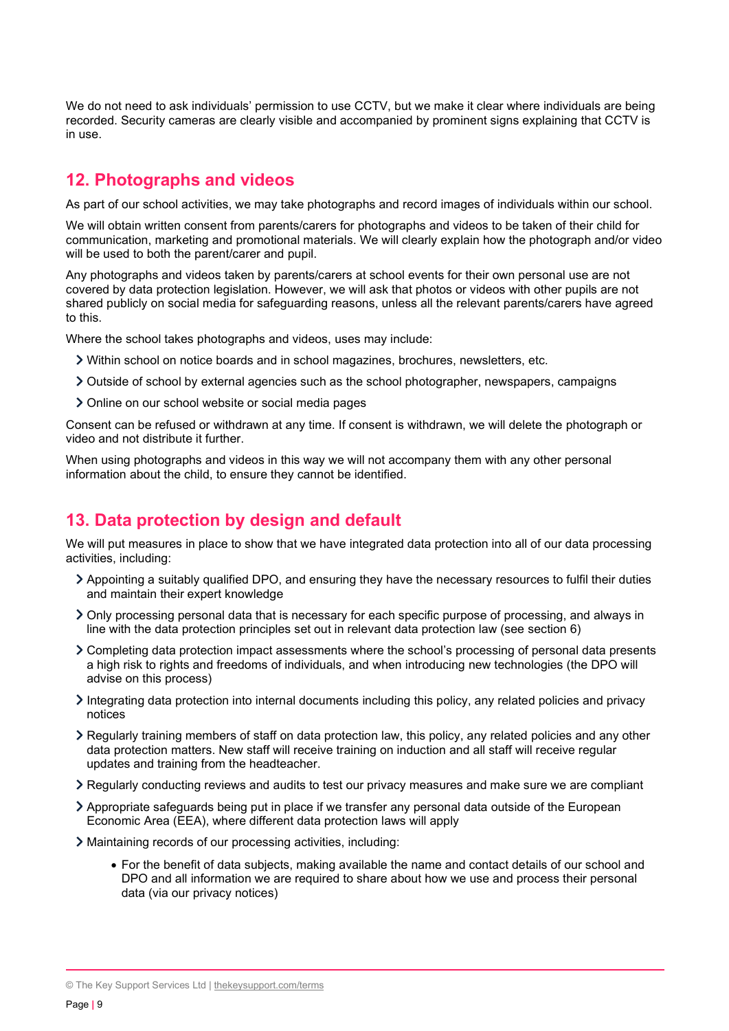We do not need to ask individuals' permission to use CCTV, but we make it clear where individuals are being recorded. Security cameras are clearly visible and accompanied by prominent signs explaining that CCTV is in use.

## 12. Photographs and videos

As part of our school activities, we may take photographs and record images of individuals within our school.

We will obtain written consent from parents/carers for photographs and videos to be taken of their child for communication, marketing and promotional materials. We will clearly explain how the photograph and/or video will be used to both the parent/carer and pupil.

Any photographs and videos taken by parents/carers at school events for their own personal use are not covered by data protection legislation. However, we will ask that photos or videos with other pupils are not shared publicly on social media for safeguarding reasons, unless all the relevant parents/carers have agreed to this.

Where the school takes photographs and videos, uses may include:

- Within school on notice boards and in school magazines, brochures, newsletters, etc.
- Outside of school by external agencies such as the school photographer, newspapers, campaigns
- Online on our school website or social media pages

Consent can be refused or withdrawn at any time. If consent is withdrawn, we will delete the photograph or video and not distribute it further.

When using photographs and videos in this way we will not accompany them with any other personal information about the child, to ensure they cannot be identified.

## 13. Data protection by design and default

We will put measures in place to show that we have integrated data protection into all of our data processing activities, including:

- Appointing a suitably qualified DPO, and ensuring they have the necessary resources to fulfil their duties and maintain their expert knowledge
- Only processing personal data that is necessary for each specific purpose of processing, and always in line with the data protection principles set out in relevant data protection law (see section 6)
- Completing data protection impact assessments where the school's processing of personal data presents a high risk to rights and freedoms of individuals, and when introducing new technologies (the DPO will advise on this process)
- Integrating data protection into internal documents including this policy, any related policies and privacy notices
- Regularly training members of staff on data protection law, this policy, any related policies and any other data protection matters. New staff will receive training on induction and all staff will receive regular updates and training from the headteacher.
- Regularly conducting reviews and audits to test our privacy measures and make sure we are compliant
- Appropriate safeguards being put in place if we transfer any personal data outside of the European Economic Area (EEA), where different data protection laws will apply
- Maintaining records of our processing activities, including:
    - For the benefit of data subjects, making available the name and contact details of our school and DPO and all information we are required to share about how we use and process their personal data (via our privacy notices)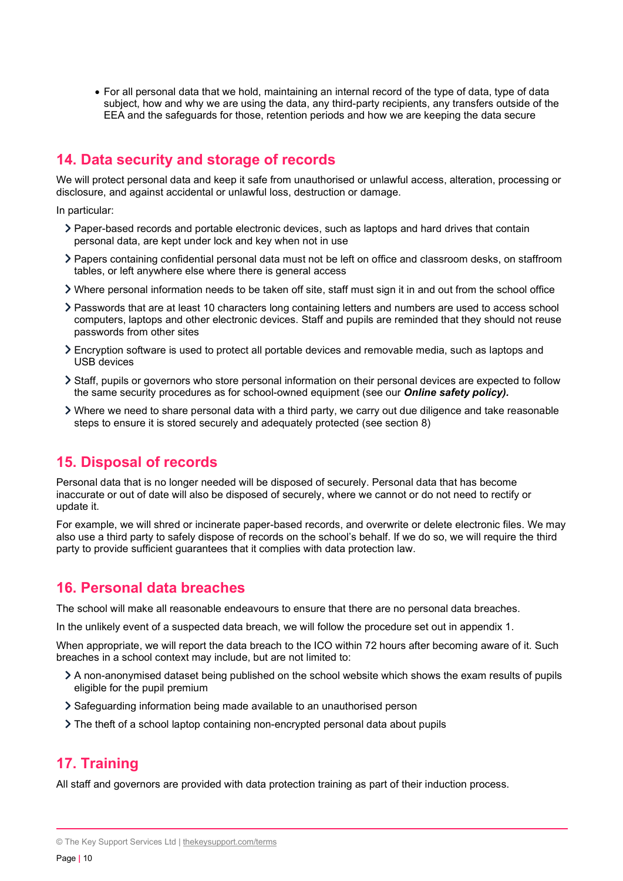- For all personal data that we hold, maintaining an internal record of the type of data, type of data subject, how and why we are using the data, any third-party recipients, any transfers outside of the EEA and the safeguards for those, retention periods and how we are keeping the data secure

## 14. Data security and storage of records

We will protect personal data and keep it safe from unauthorised or unlawful access, alteration, processing or disclosure, and against accidental or unlawful loss, destruction or damage.

In particular:

- Paper-based records and portable electronic devices, such as laptops and hard drives that contain personal data, are kept under lock and key when not in use
- Papers containing confidential personal data must not be left on office and classroom desks, on staffroom tables, or left anywhere else where there is general access
- Where personal information needs to be taken off site, staff must sign it in and out from the school office
- Passwords that are at least 10 characters long containing letters and numbers are used to access school computers, laptops and other electronic devices. Staff and pupils are reminded that they should not reuse passwords from other sites
- Encryption software is used to protect all portable devices and removable media, such as laptops and USB devices
- Staff, pupils or governors who store personal information on their personal devices are expected to follow the same security procedures as for school-owned equipment (see our ***Online safety policy).***
- Where we need to share personal data with a third party, we carry out due diligence and take reasonable steps to ensure it is stored securely and adequately protected (see section 8)

## 15. Disposal of records

Personal data that is no longer needed will be disposed of securely. Personal data that has become inaccurate or out of date will also be disposed of securely, where we cannot or do not need to rectify or update it.

For example, we will shred or incinerate paper-based records, and overwrite or delete electronic files. We may also use a third party to safely dispose of records on the school's behalf. If we do so, we will require the third party to provide sufficient guarantees that it complies with data protection law.

## 16. Personal data breaches

The school will make all reasonable endeavours to ensure that there are no personal data breaches.

In the unlikely event of a suspected data breach, we will follow the procedure set out in appendix 1.

When appropriate, we will report the data breach to the ICO within 72 hours after becoming aware of it. Such breaches in a school context may include, but are not limited to:

- A non-anonymised dataset being published on the school website which shows the exam results of pupils eligible for the pupil premium
- Safeguarding information being made available to an unauthorised person
- The theft of a school laptop containing non-encrypted personal data about pupils

## 17. Training

All staff and governors are provided with data protection training as part of their induction process.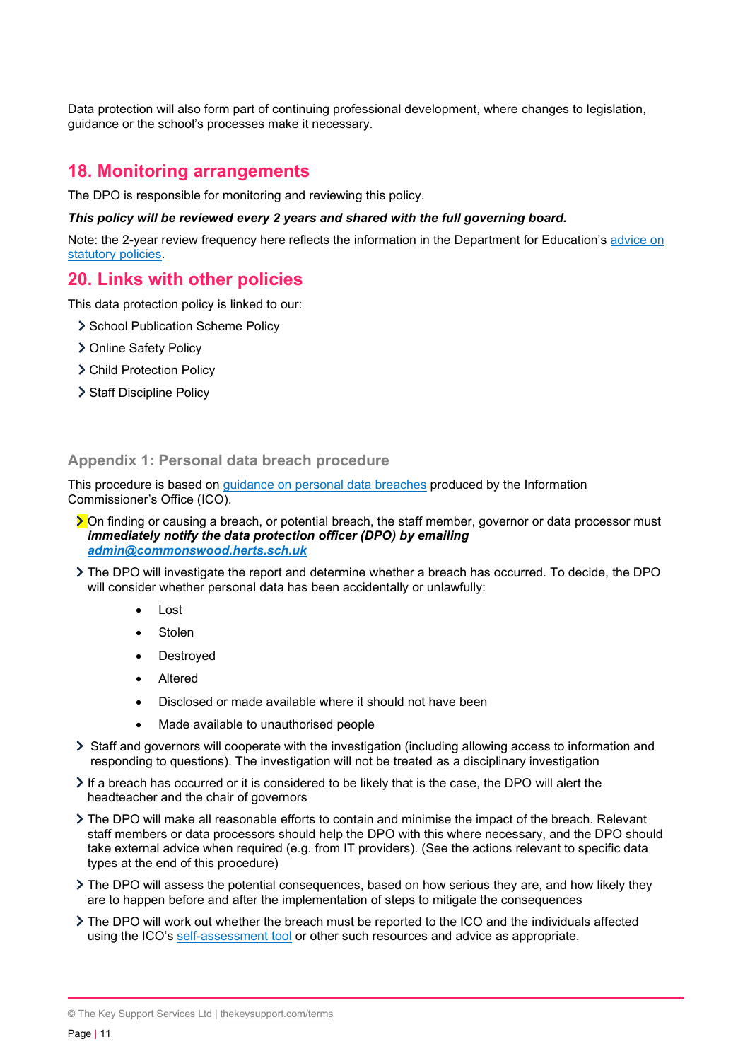Data protection will also form part of continuing professional development, where changes to legislation, guidance or the school's processes make it necessary.

## 18. Monitoring arrangements

The DPO is responsible for monitoring and reviewing this policy.

***This policy will be reviewed every 2 years and shared with the full governing board.***

Note: the 2-year review frequency here reflects the information in the Department for Education's advice on statutory policies.

## 20. Links with other policies

This data protection policy is linked to our:

- School Publication Scheme Policy
- Online Safety Policy
- Child Protection Policy
- Staff Discipline Policy

### Appendix 1: Personal data breach procedure

This procedure is based on guidance on personal data breaches produced by the Information Commissioner's Office (ICO).

- On finding or causing a breach, or potential breach, the staff member, governor or data processor must ***immediately notify the data protection officer (DPO) by emailing admin@commonswood.herts.sch.uk***
- The DPO will investigate the report and determine whether a breach has occurred. To decide, the DPO will consider whether personal data has been accidentally or unlawfully:
    - Lost
    - Stolen
    - Destroyed
    - Altered
    - Disclosed or made available where it should not have been
    - Made available to unauthorised people
- Staff and governors will cooperate with the investigation (including allowing access to information and responding to questions). The investigation will not be treated as a disciplinary investigation
- If a breach has occurred or it is considered to be likely that is the case, the DPO will alert the headteacher and the chair of governors
- The DPO will make all reasonable efforts to contain and minimise the impact of the breach. Relevant staff members or data processors should help the DPO with this where necessary, and the DPO should take external advice when required (e.g. from IT providers). (See the actions relevant to specific data types at the end of this procedure)
- The DPO will assess the potential consequences, based on how serious they are, and how likely they are to happen before and after the implementation of steps to mitigate the consequences
- The DPO will work out whether the breach must be reported to the ICO and the individuals affected using the ICO's self-assessment tool or other such resources and advice as appropriate.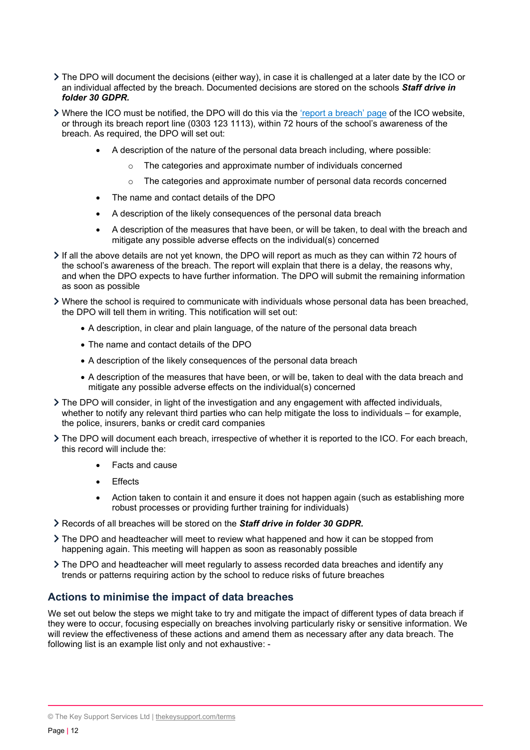- The DPO will document the decisions (either way), in case it is challenged at a later date by the ICO or an individual affected by the breach. Documented decisions are stored on the schools ***Staff drive in folder 30 GDPR.***
- Where the ICO must be notified, the DPO will do this via the ['report a breach' page](https://ico.org.uk/for-organisations/report-a-breach/) of the ICO website, or through its breach report line (0303 123 1113), within 72 hours of the school's awareness of the breach. As required, the DPO will set out:
    - A description of the nature of the personal data breach including, where possible:
        - The categories and approximate number of individuals concerned
        - The categories and approximate number of personal data records concerned
    - The name and contact details of the DPO
    - A description of the likely consequences of the personal data breach
    - A description of the measures that have been, or will be taken, to deal with the breach and mitigate any possible adverse effects on the individual(s) concerned
- If all the above details are not yet known, the DPO will report as much as they can within 72 hours of the school's awareness of the breach. The report will explain that there is a delay, the reasons why, and when the DPO expects to have further information. The DPO will submit the remaining information as soon as possible
- Where the school is required to communicate with individuals whose personal data has been breached, the DPO will tell them in writing. This notification will set out:
    - A description, in clear and plain language, of the nature of the personal data breach
    - The name and contact details of the DPO
    - A description of the likely consequences of the personal data breach
    - A description of the measures that have been, or will be, taken to deal with the data breach and mitigate any possible adverse effects on the individual(s) concerned
- The DPO will consider, in light of the investigation and any engagement with affected individuals, whether to notify any relevant third parties who can help mitigate the loss to individuals – for example, the police, insurers, banks or credit card companies
- The DPO will document each breach, irrespective of whether it is reported to the ICO. For each breach, this record will include the:
    - Facts and cause
    - Effects
    - Action taken to contain it and ensure it does not happen again (such as establishing more robust processes or providing further training for individuals)
- Records of all breaches will be stored on the ***Staff drive in folder 30 GDPR.***
- The DPO and headteacher will meet to review what happened and how it can be stopped from happening again. This meeting will happen as soon as reasonably possible
- The DPO and headteacher will meet regularly to assess recorded data breaches and identify any trends or patterns requiring action by the school to reduce risks of future breaches

## Actions to minimise the impact of data breaches

We set out below the steps we might take to try and mitigate the impact of different types of data breach if they were to occur, focusing especially on breaches involving particularly risky or sensitive information. We will review the effectiveness of these actions and amend them as necessary after any data breach. The following list is an example list only and not exhaustive: -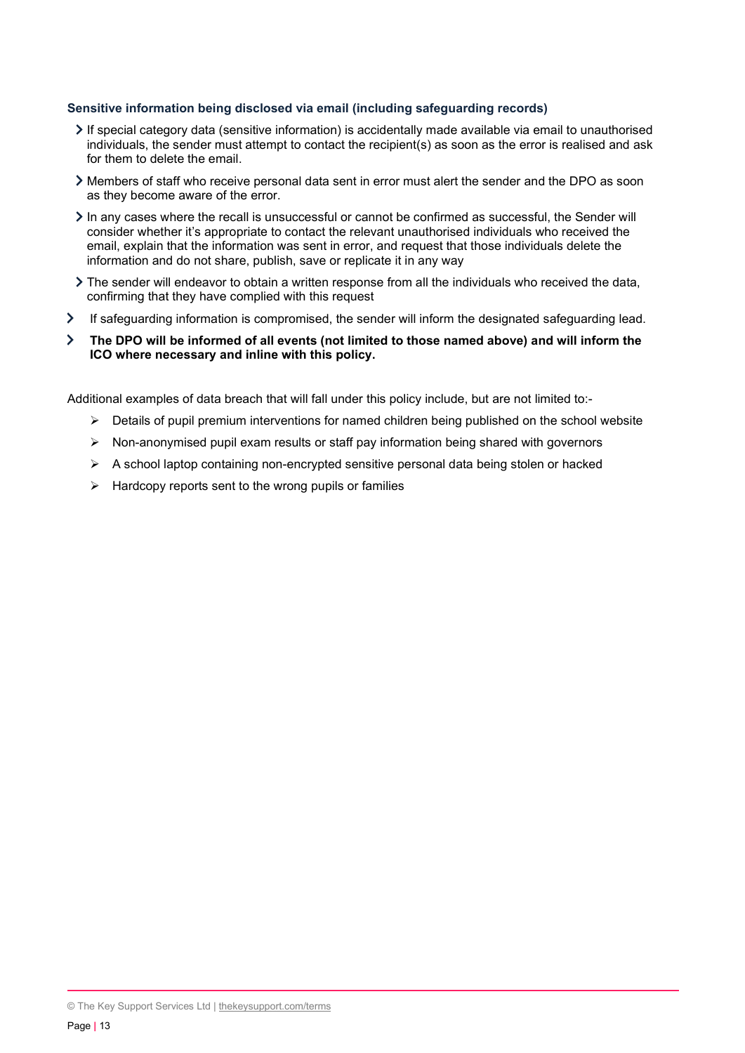### Sensitive information being disclosed via email (including safeguarding records)

- If special category data (sensitive information) is accidentally made available via email to unauthorised individuals, the sender must attempt to contact the recipient(s) as soon as the error is realised and ask for them to delete the email.
- Members of staff who receive personal data sent in error must alert the sender and the DPO as soon as they become aware of the error.
- In any cases where the recall is unsuccessful or cannot be confirmed as successful, the Sender will consider whether it's appropriate to contact the relevant unauthorised individuals who received the email, explain that the information was sent in error, and request that those individuals delete the information and do not share, publish, save or replicate it in any way
- The sender will endeavor to obtain a written response from all the individuals who received the data, confirming that they have complied with this request
- If safeguarding information is compromised, the sender will inform the designated safeguarding lead.
- **The DPO will be informed of all events (not limited to those named above) and will inform the ICO where necessary and inline with this policy.**

Additional examples of data breach that will fall under this policy include, but are not limited to:-

- Details of pupil premium interventions for named children being published on the school website
- Non-anonymised pupil exam results or staff pay information being shared with governors
- A school laptop containing non-encrypted sensitive personal data being stolen or hacked
- Hardcopy reports sent to the wrong pupils or families